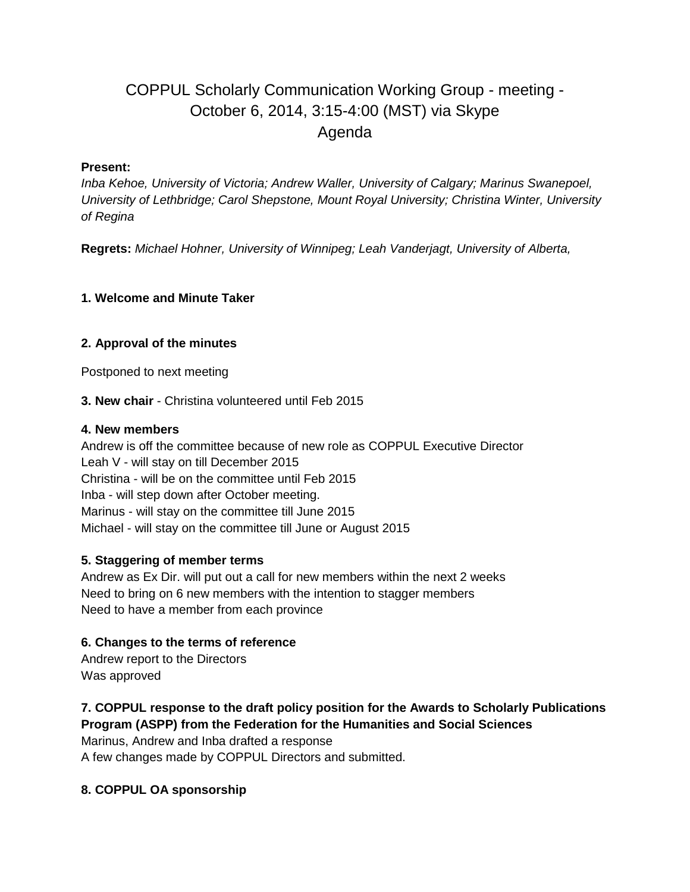# COPPUL Scholarly Communication Working Group - meeting - October 6, 2014, 3:15-4:00 (MST) via Skype
# Agenda

**Present:**
*Inba Kehoe, University of Victoria; Andrew Waller, University of Calgary; Marinus Swanepoel, University of Lethbridge; Carol Shepstone, Mount Royal University; Christina Winter, University of Regina*

**Regrets:** *Michael Hohner, University of Winnipeg; Leah Vanderjagt, University of Alberta,*

**1. Welcome and Minute Taker**

**2. Approval of the minutes**

Postponed to next meeting

**3. New chair** - Christina volunteered until Feb 2015

**4. New members**
Andrew is off the committee because of new role as COPPUL Executive Director
Leah V - will stay on till December 2015
Christina - will be on the committee until Feb 2015
Inba - will step down after October meeting.
Marinus - will stay on the committee till June 2015
Michael - will stay on the committee till June or August 2015

**5. Staggering of member terms**
Andrew as Ex Dir. will put out a call for new members within the next 2 weeks
Need to bring on 6 new members with the intention to stagger members
Need to have a member from each province

**6. Changes to the terms of reference**
Andrew report to the Directors
Was approved

**7. COPPUL response to the draft policy position for the Awards to Scholarly Publications Program (ASPP) from the Federation for the Humanities and Social Sciences**
Marinus, Andrew and Inba drafted a response
A few changes made by COPPUL Directors and submitted.

**8. COPPUL OA sponsorship**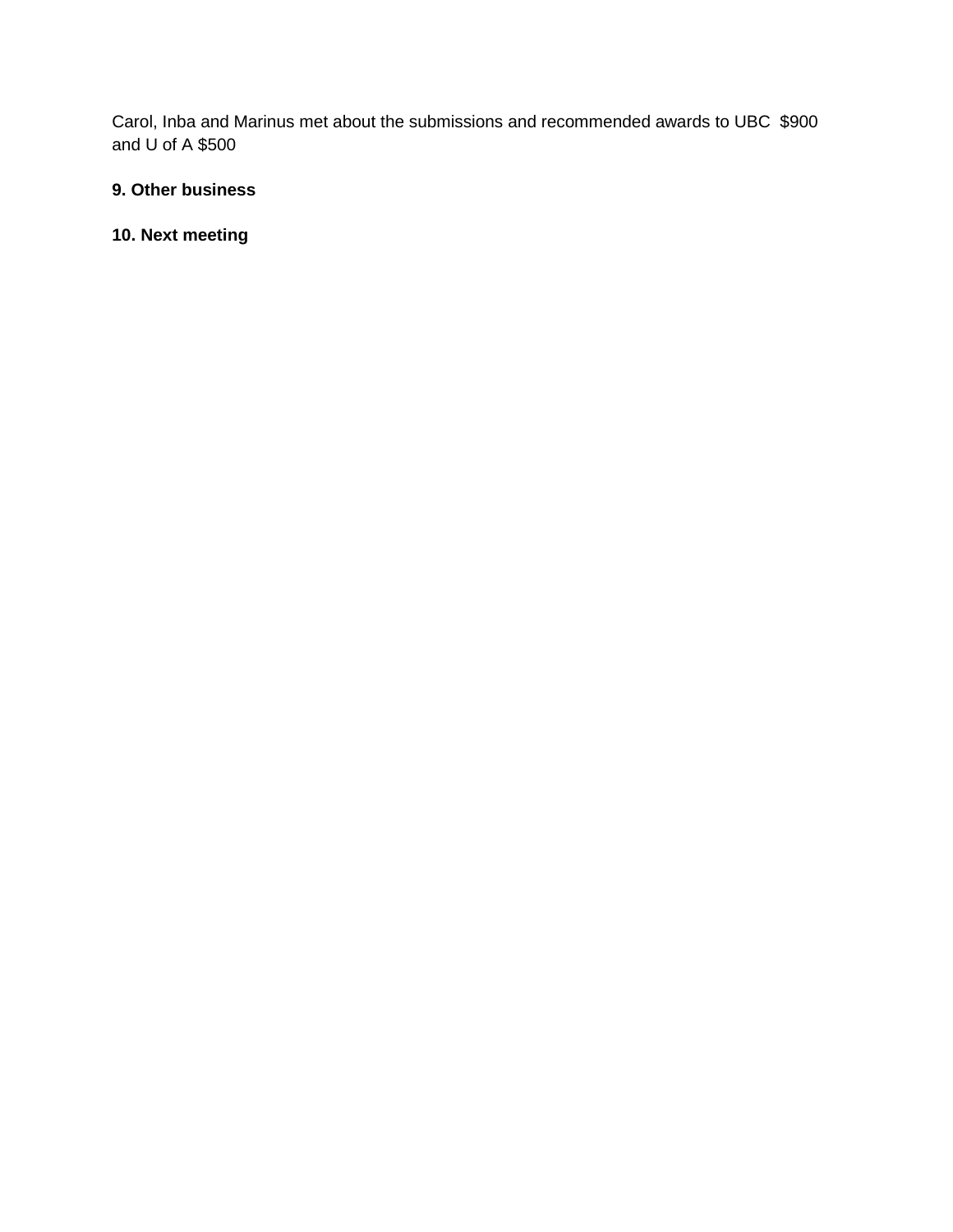Carol, Inba and Marinus met about the submissions and recommended awards to UBC $900 and U of A $500

**9. Other business**

**10. Next meeting**